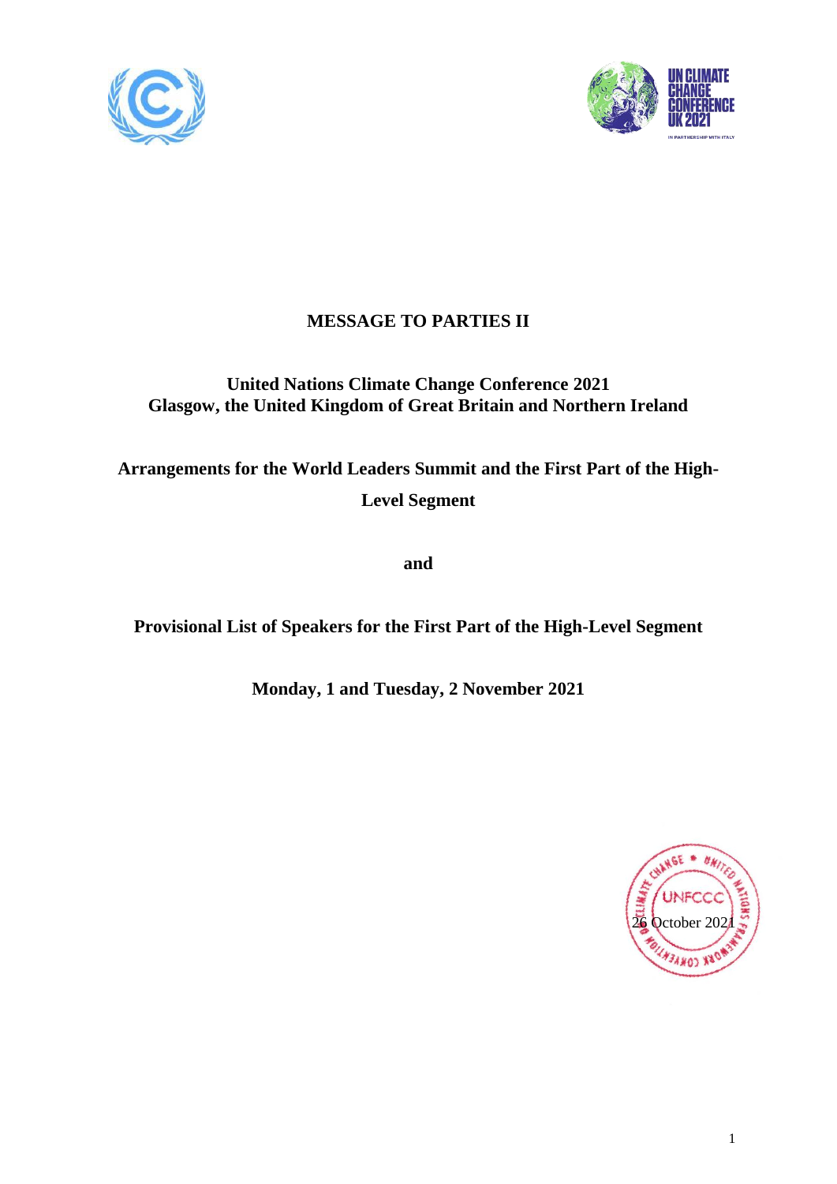# MESSAGE TO PARTIES II

**United Nations Climate Change Conference 2021**
**Glasgow, the United Kingdom of Great Britain and Northern Ireland**

## Arrangements for the World Leaders Summit and the First Part of the High-Level Segment

**and**

## Provisional List of Speakers for the First Part of the High-Level Segment

**Monday, 1 and Tuesday, 2 November 2021**

26 October 2021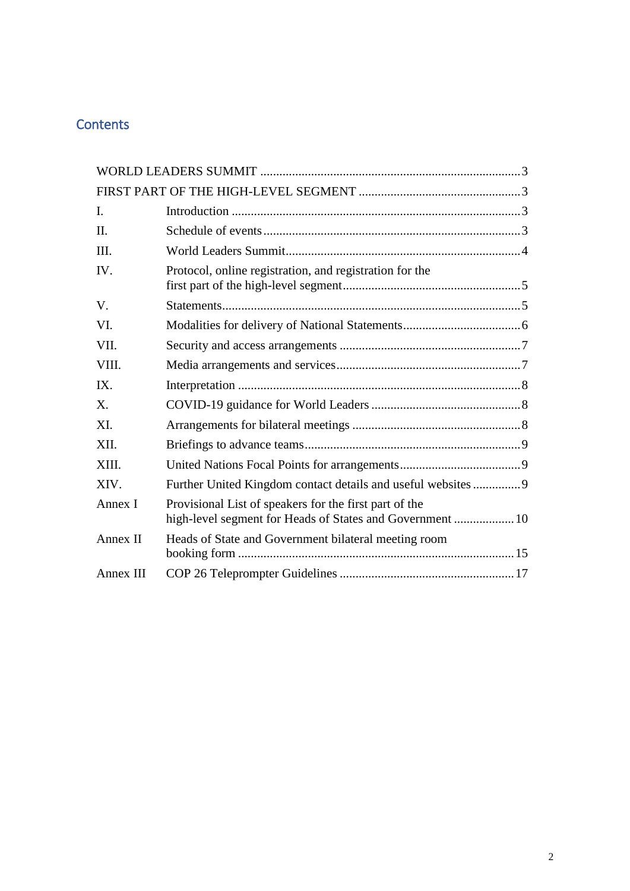## Contents

| | | |
|---|---|---|
| WORLD LEADERS SUMMIT | | 3 |
| FIRST PART OF THE HIGH-LEVEL SEGMENT | | 3 |
| I. | Introduction | 3 |
| II. | Schedule of events | 3 |
| III. | World Leaders Summit | 4 |
| IV. | Protocol, online registration, and registration for the first part of the high-level segment | 5 |
| V. | Statements | 5 |
| VI. | Modalities for delivery of National Statements | 6 |
| VII. | Security and access arrangements | 7 |
| VIII. | Media arrangements and services | 7 |
| IX. | Interpretation | 8 |
| X. | COVID-19 guidance for World Leaders | 8 |
| XI. | Arrangements for bilateral meetings | 8 |
| XII. | Briefings to advance teams | 9 |
| XIII. | United Nations Focal Points for arrangements | 9 |
| XIV. | Further United Kingdom contact details and useful websites | 9 |
| Annex I | Provisional List of speakers for the first part of the high-level segment for Heads of States and Government | 10 |
| Annex II | Heads of State and Government bilateral meeting room booking form | 15 |
| Annex III | COP 26 Teleprompter Guidelines | 17 |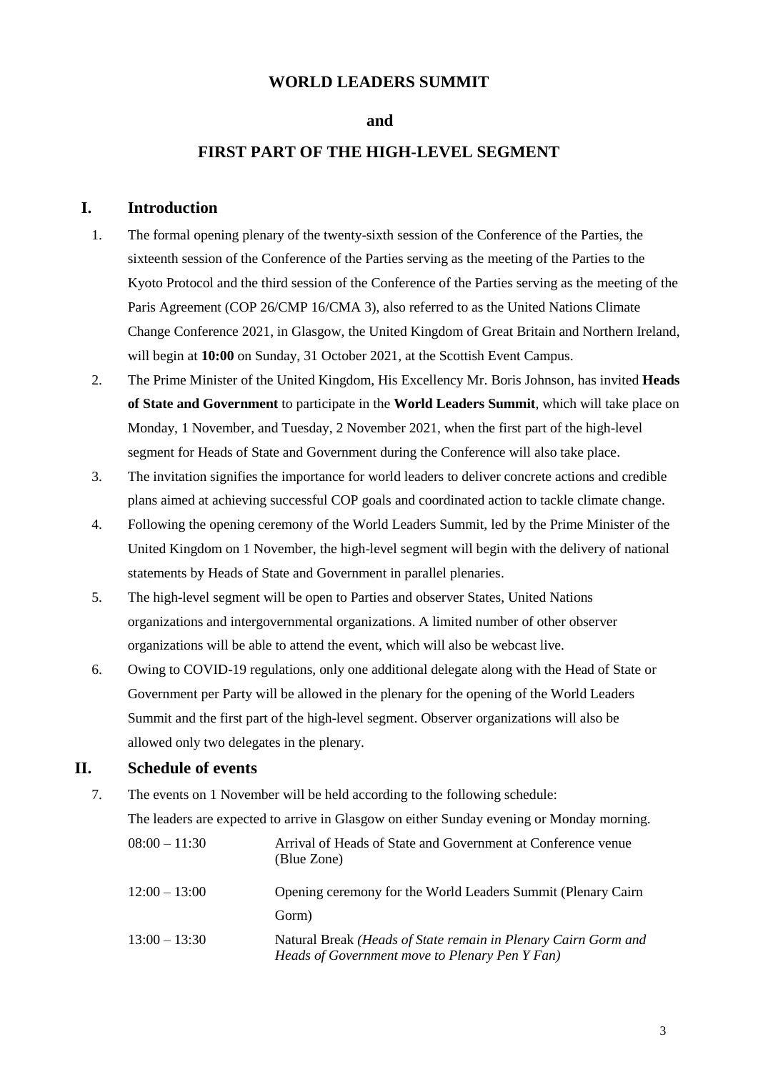# WORLD LEADERS SUMMIT

**and**

# FIRST PART OF THE HIGH-LEVEL SEGMENT

## I. Introduction

1. The formal opening plenary of the twenty-sixth session of the Conference of the Parties, the sixteenth session of the Conference of the Parties serving as the meeting of the Parties to the Kyoto Protocol and the third session of the Conference of the Parties serving as the meeting of the Paris Agreement (COP 26/CMP 16/CMA 3), also referred to as the United Nations Climate Change Conference 2021, in Glasgow, the United Kingdom of Great Britain and Northern Ireland, will begin at **10:00** on Sunday, 31 October 2021, at the Scottish Event Campus.
2. The Prime Minister of the United Kingdom, His Excellency Mr. Boris Johnson, has invited **Heads of State and Government** to participate in the **World Leaders Summit**, which will take place on Monday, 1 November, and Tuesday, 2 November 2021, when the first part of the high-level segment for Heads of State and Government during the Conference will also take place.
3. The invitation signifies the importance for world leaders to deliver concrete actions and credible plans aimed at achieving successful COP goals and coordinated action to tackle climate change.
4. Following the opening ceremony of the World Leaders Summit, led by the Prime Minister of the United Kingdom on 1 November, the high-level segment will begin with the delivery of national statements by Heads of State and Government in parallel plenaries.
5. The high-level segment will be open to Parties and observer States, United Nations organizations and intergovernmental organizations. A limited number of other observer organizations will be able to attend the event, which will also be webcast live.
6. Owing to COVID-19 regulations, only one additional delegate along with the Head of State or Government per Party will be allowed in the plenary for the opening of the World Leaders Summit and the first part of the high-level segment. Observer organizations will also be allowed only two delegates in the plenary.

## II. Schedule of events

7. The events on 1 November will be held according to the following schedule:

The leaders are expected to arrive in Glasgow on either Sunday evening or Monday morning.

| | |
|---|---|
| 08:00 – 11:30 | Arrival of Heads of State and Government at Conference venue (Blue Zone) |
| 12:00 – 13:00 | Opening ceremony for the World Leaders Summit (Plenary Cairn Gorm) |
| 13:00 – 13:30 | Natural Break *(Heads of State remain in Plenary Cairn Gorm and Heads of Government move to Plenary Pen Y Fan)* |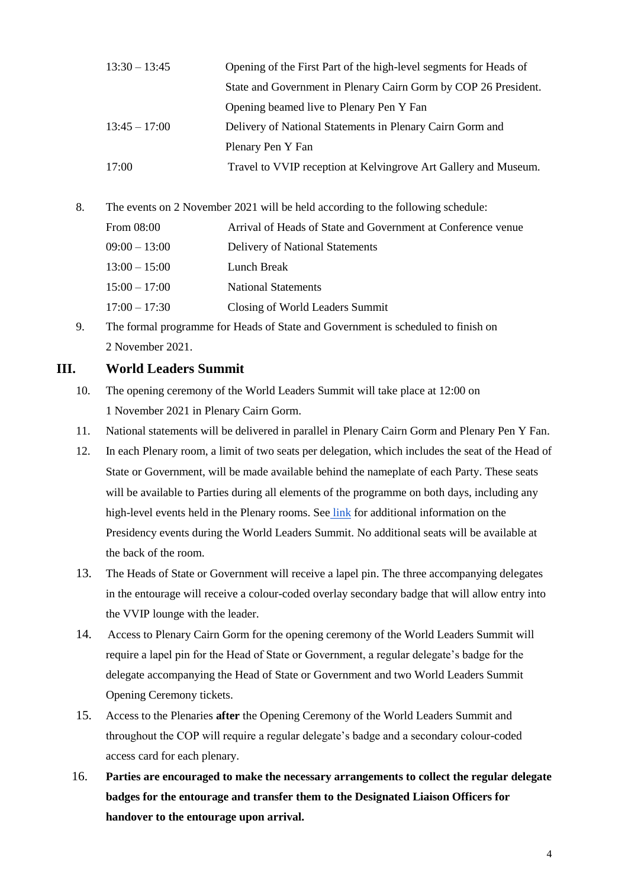| | |
|---|---|
| 13:30 – 13:45 | Opening of the First Part of the high-level segments for Heads of State and Government in Plenary Cairn Gorm by COP 26 President. Opening beamed live to Plenary Pen Y Fan |
| 13:45 – 17:00 | Delivery of National Statements in Plenary Cairn Gorm and Plenary Pen Y Fan |
| 17:00 | Travel to VVIP reception at Kelvingrove Art Gallery and Museum. |

8. The events on 2 November 2021 will be held according to the following schedule:

| | |
|---|---|
| From 08:00 | Arrival of Heads of State and Government at Conference venue |
| 09:00 – 13:00 | Delivery of National Statements |
| 13:00 – 15:00 | Lunch Break |
| 15:00 – 17:00 | National Statements |
| 17:00 – 17:30 | Closing of World Leaders Summit |

9. The formal programme for Heads of State and Government is scheduled to finish on 2 November 2021.

## III. World Leaders Summit

10. The opening ceremony of the World Leaders Summit will take place at 12:00 on 1 November 2021 in Plenary Cairn Gorm.

11. National statements will be delivered in parallel in Plenary Cairn Gorm and Plenary Pen Y Fan.

12. In each Plenary room, a limit of two seats per delegation, which includes the seat of the Head of State or Government, will be made available behind the nameplate of each Party. These seats will be available to Parties during all elements of the programme on both days, including any high-level events held in the Plenary rooms. See link for additional information on the Presidency events during the World Leaders Summit. No additional seats will be available at the back of the room.

13. The Heads of State or Government will receive a lapel pin. The three accompanying delegates in the entourage will receive a colour-coded overlay secondary badge that will allow entry into the VVIP lounge with the leader.

14. Access to Plenary Cairn Gorm for the opening ceremony of the World Leaders Summit will require a lapel pin for the Head of State or Government, a regular delegate's badge for the delegate accompanying the Head of State or Government and two World Leaders Summit Opening Ceremony tickets.

15. Access to the Plenaries **after** the Opening Ceremony of the World Leaders Summit and throughout the COP will require a regular delegate's badge and a secondary colour-coded access card for each plenary.

16. **Parties are encouraged to make the necessary arrangements to collect the regular delegate badges for the entourage and transfer them to the Designated Liaison Officers for handover to the entourage upon arrival.**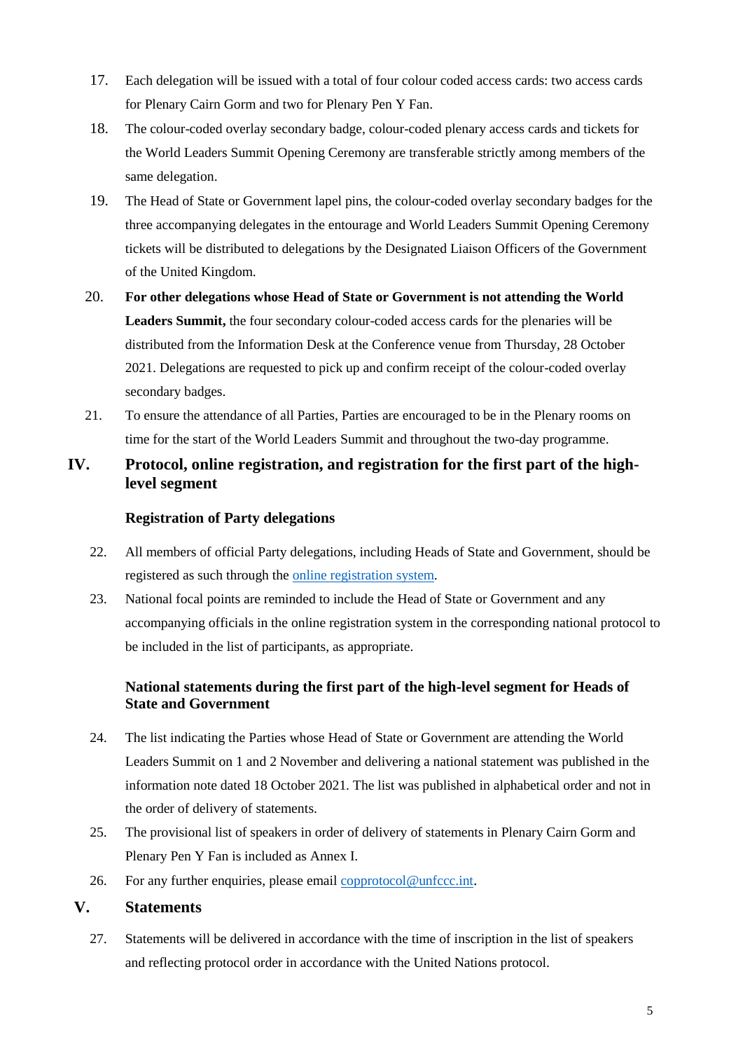17. Each delegation will be issued with a total of four colour coded access cards: two access cards for Plenary Cairn Gorm and two for Plenary Pen Y Fan.

18. The colour-coded overlay secondary badge, colour-coded plenary access cards and tickets for the World Leaders Summit Opening Ceremony are transferable strictly among members of the same delegation.

19. The Head of State or Government lapel pins, the colour-coded overlay secondary badges for the three accompanying delegates in the entourage and World Leaders Summit Opening Ceremony tickets will be distributed to delegations by the Designated Liaison Officers of the Government of the United Kingdom.

20. **For other delegations whose Head of State or Government is not attending the World Leaders Summit,** the four secondary colour-coded access cards for the plenaries will be distributed from the Information Desk at the Conference venue from Thursday, 28 October 2021. Delegations are requested to pick up and confirm receipt of the colour-coded overlay secondary badges.

21. To ensure the attendance of all Parties, Parties are encouraged to be in the Plenary rooms on time for the start of the World Leaders Summit and throughout the two-day programme.

## IV. Protocol, online registration, and registration for the first part of the high-level segment

### Registration of Party delegations

22. All members of official Party delegations, including Heads of State and Government, should be registered as such through the [online registration system](online registration system).

23. National focal points are reminded to include the Head of State or Government and any accompanying officials in the online registration system in the corresponding national protocol to be included in the list of participants, as appropriate.

### National statements during the first part of the high-level segment for Heads of State and Government

24. The list indicating the Parties whose Head of State or Government are attending the World Leaders Summit on 1 and 2 November and delivering a national statement was published in the information note dated 18 October 2021. The list was published in alphabetical order and not in the order of delivery of statements.

25. The provisional list of speakers in order of delivery of statements in Plenary Cairn Gorm and Plenary Pen Y Fan is included as Annex I.

26. For any further enquiries, please email [copprotocol@unfccc.int](mailto:copprotocol@unfccc.int).

## V. Statements

27. Statements will be delivered in accordance with the time of inscription in the list of speakers and reflecting protocol order in accordance with the United Nations protocol.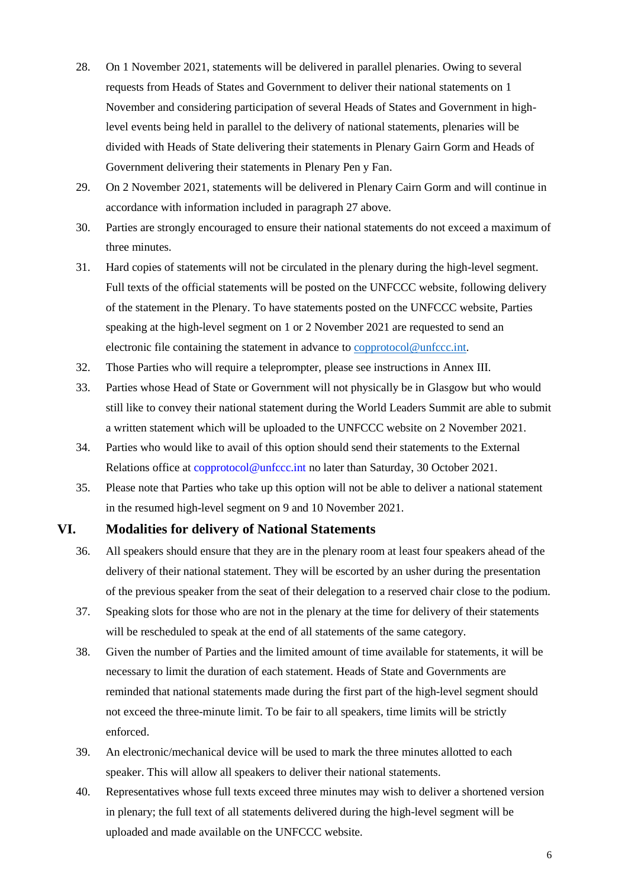28. On 1 November 2021, statements will be delivered in parallel plenaries. Owing to several requests from Heads of States and Government to deliver their national statements on 1 November and considering participation of several Heads of States and Government in high-level events being held in parallel to the delivery of national statements, plenaries will be divided with Heads of State delivering their statements in Plenary Gairn Gorm and Heads of Government delivering their statements in Plenary Pen y Fan.

29. On 2 November 2021, statements will be delivered in Plenary Cairn Gorm and will continue in accordance with information included in paragraph 27 above.

30. Parties are strongly encouraged to ensure their national statements do not exceed a maximum of three minutes.

31. Hard copies of statements will not be circulated in the plenary during the high-level segment. Full texts of the official statements will be posted on the UNFCCC website, following delivery of the statement in the Plenary. To have statements posted on the UNFCCC website, Parties speaking at the high-level segment on 1 or 2 November 2021 are requested to send an electronic file containing the statement in advance to copprotocol@unfccc.int.

32. Those Parties who will require a teleprompter, please see instructions in Annex III.

33. Parties whose Head of State or Government will not physically be in Glasgow but who would still like to convey their national statement during the World Leaders Summit are able to submit a written statement which will be uploaded to the UNFCCC website on 2 November 2021.

34. Parties who would like to avail of this option should send their statements to the External Relations office at copprotocol@unfccc.int no later than Saturday, 30 October 2021.

35. Please note that Parties who take up this option will not be able to deliver a national statement in the resumed high-level segment on 9 and 10 November 2021.

## VI. Modalities for delivery of National Statements

36. All speakers should ensure that they are in the plenary room at least four speakers ahead of the delivery of their national statement. They will be escorted by an usher during the presentation of the previous speaker from the seat of their delegation to a reserved chair close to the podium.

37. Speaking slots for those who are not in the plenary at the time for delivery of their statements will be rescheduled to speak at the end of all statements of the same category.

38. Given the number of Parties and the limited amount of time available for statements, it will be necessary to limit the duration of each statement. Heads of State and Governments are reminded that national statements made during the first part of the high-level segment should not exceed the three-minute limit. To be fair to all speakers, time limits will be strictly enforced.

39. An electronic/mechanical device will be used to mark the three minutes allotted to each speaker. This will allow all speakers to deliver their national statements.

40. Representatives whose full texts exceed three minutes may wish to deliver a shortened version in plenary; the full text of all statements delivered during the high-level segment will be uploaded and made available on the UNFCCC website.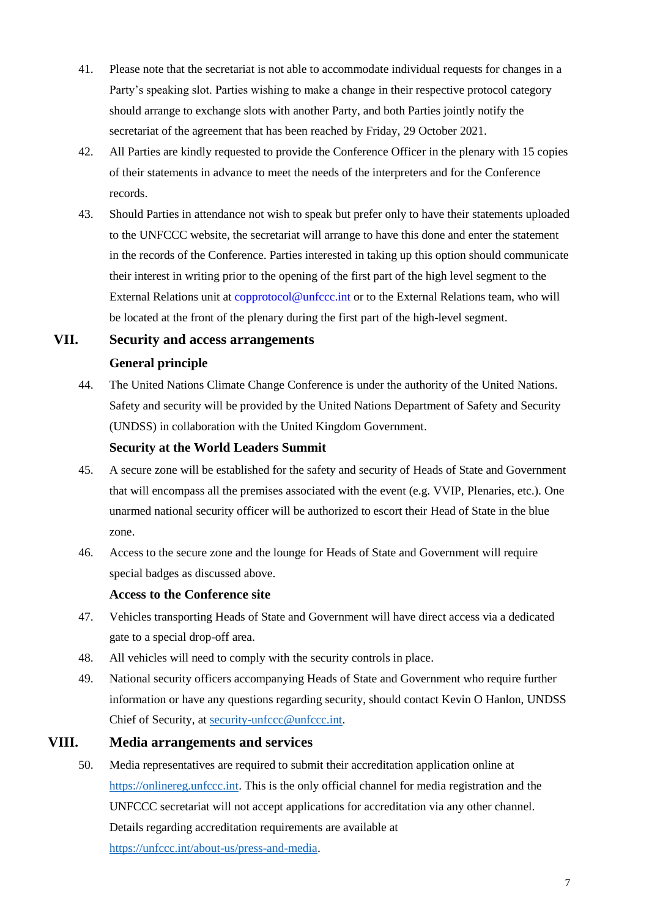41. Please note that the secretariat is not able to accommodate individual requests for changes in a Party's speaking slot. Parties wishing to make a change in their respective protocol category should arrange to exchange slots with another Party, and both Parties jointly notify the secretariat of the agreement that has been reached by Friday, 29 October 2021.

42. All Parties are kindly requested to provide the Conference Officer in the plenary with 15 copies of their statements in advance to meet the needs of the interpreters and for the Conference records.

43. Should Parties in attendance not wish to speak but prefer only to have their statements uploaded to the UNFCCC website, the secretariat will arrange to have this done and enter the statement in the records of the Conference. Parties interested in taking up this option should communicate their interest in writing prior to the opening of the first part of the high level segment to the External Relations unit at copprotocol@unfccc.int or to the External Relations team, who will be located at the front of the plenary during the first part of the high-level segment.

## VII. Security and access arrangements

### General principle

44. The United Nations Climate Change Conference is under the authority of the United Nations. Safety and security will be provided by the United Nations Department of Safety and Security (UNDSS) in collaboration with the United Kingdom Government.

### Security at the World Leaders Summit

45. A secure zone will be established for the safety and security of Heads of State and Government that will encompass all the premises associated with the event (e.g. VVIP, Plenaries, etc.). One unarmed national security officer will be authorized to escort their Head of State in the blue zone.

46. Access to the secure zone and the lounge for Heads of State and Government will require special badges as discussed above.

### Access to the Conference site

47. Vehicles transporting Heads of State and Government will have direct access via a dedicated gate to a special drop-off area.

48. All vehicles will need to comply with the security controls in place.

49. National security officers accompanying Heads of State and Government who require further information or have any questions regarding security, should contact Kevin O Hanlon, UNDSS Chief of Security, at security-unfccc@unfccc.int.

## VIII. Media arrangements and services

50. Media representatives are required to submit their accreditation application online at https://onlinereg.unfccc.int. This is the only official channel for media registration and the UNFCCC secretariat will not accept applications for accreditation via any other channel. Details regarding accreditation requirements are available at https://unfccc.int/about-us/press-and-media.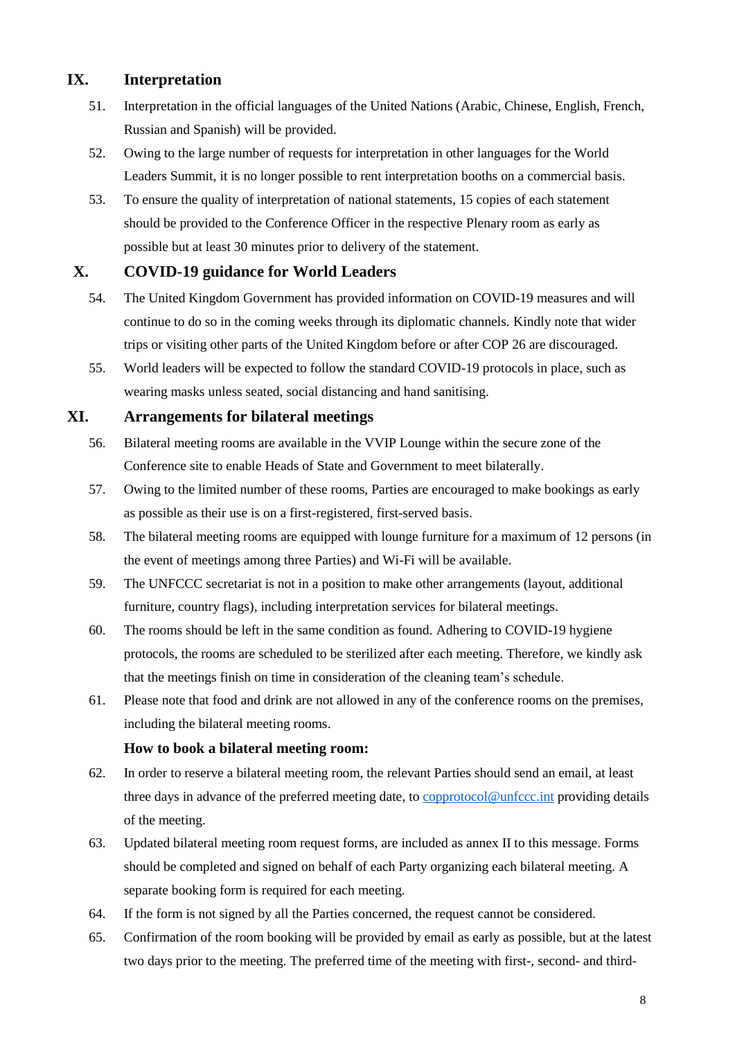## IX. Interpretation

51. Interpretation in the official languages of the United Nations (Arabic, Chinese, English, French, Russian and Spanish) will be provided.

52. Owing to the large number of requests for interpretation in other languages for the World Leaders Summit, it is no longer possible to rent interpretation booths on a commercial basis.

53. To ensure the quality of interpretation of national statements, 15 copies of each statement should be provided to the Conference Officer in the respective Plenary room as early as possible but at least 30 minutes prior to delivery of the statement.

## X. COVID-19 guidance for World Leaders

54. The United Kingdom Government has provided information on COVID-19 measures and will continue to do so in the coming weeks through its diplomatic channels. Kindly note that wider trips or visiting other parts of the United Kingdom before or after COP 26 are discouraged.

55. World leaders will be expected to follow the standard COVID-19 protocols in place, such as wearing masks unless seated, social distancing and hand sanitising.

## XI. Arrangements for bilateral meetings

56. Bilateral meeting rooms are available in the VVIP Lounge within the secure zone of the Conference site to enable Heads of State and Government to meet bilaterally.

57. Owing to the limited number of these rooms, Parties are encouraged to make bookings as early as possible as their use is on a first-registered, first-served basis.

58. The bilateral meeting rooms are equipped with lounge furniture for a maximum of 12 persons (in the event of meetings among three Parties) and Wi-Fi will be available.

59. The UNFCCC secretariat is not in a position to make other arrangements (layout, additional furniture, country flags), including interpretation services for bilateral meetings.

60. The rooms should be left in the same condition as found. Adhering to COVID-19 hygiene protocols, the rooms are scheduled to be sterilized after each meeting. Therefore, we kindly ask that the meetings finish on time in consideration of the cleaning team's schedule.

61. Please note that food and drink are not allowed in any of the conference rooms on the premises, including the bilateral meeting rooms.

**How to book a bilateral meeting room:**

62. In order to reserve a bilateral meeting room, the relevant Parties should send an email, at least three days in advance of the preferred meeting date, to copprotocol@unfccc.int providing details of the meeting.

63. Updated bilateral meeting room request forms, are included as annex II to this message. Forms should be completed and signed on behalf of each Party organizing each bilateral meeting. A separate booking form is required for each meeting.

64. If the form is not signed by all the Parties concerned, the request cannot be considered.

65. Confirmation of the room booking will be provided by email as early as possible, but at the latest two days prior to the meeting. The preferred time of the meeting with first-, second- and third-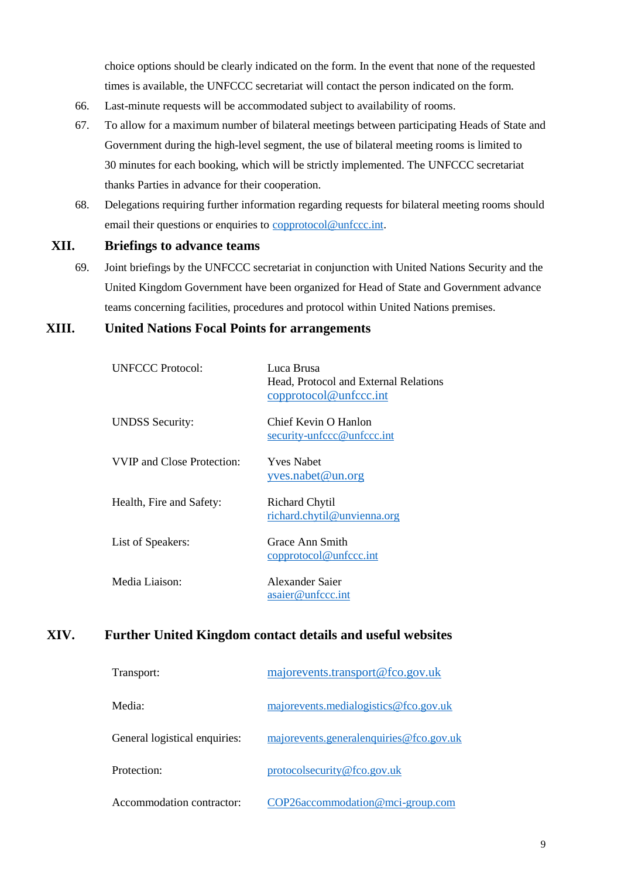choice options should be clearly indicated on the form. In the event that none of the requested times is available, the UNFCCC secretariat will contact the person indicated on the form.

66. Last-minute requests will be accommodated subject to availability of rooms.

67. To allow for a maximum number of bilateral meetings between participating Heads of State and Government during the high-level segment, the use of bilateral meeting rooms is limited to 30 minutes for each booking, which will be strictly implemented. The UNFCCC secretariat thanks Parties in advance for their cooperation.

68. Delegations requiring further information regarding requests for bilateral meeting rooms should email their questions or enquiries to copprotocol@unfccc.int.

## XII. Briefings to advance teams

69. Joint briefings by the UNFCCC secretariat in conjunction with United Nations Security and the United Kingdom Government have been organized for Head of State and Government advance teams concerning facilities, procedures and protocol within United Nations premises.

## XIII. United Nations Focal Points for arrangements

| | |
|---|---|
| UNFCCC Protocol: | Luca Brusa<br>Head, Protocol and External Relations<br>copprotocol@unfccc.int |
| UNDSS Security: | Chief Kevin O Hanlon<br>security-unfccc@unfccc.int |
| VVIP and Close Protection: | Yves Nabet<br>yves.nabet@un.org |
| Health, Fire and Safety: | Richard Chytil<br>richard.chytil@unvienna.org |
| List of Speakers: | Grace Ann Smith<br>copprotocol@unfccc.int |
| Media Liaison: | Alexander Saier<br>asaier@unfccc.int |

## XIV. Further United Kingdom contact details and useful websites

| | |
|---|---|
| Transport: | majorevents.transport@fco.gov.uk |
| Media: | majorevents.medialogistics@fco.gov.uk |
| General logistical enquiries: | majorevents.generalenquiries@fco.gov.uk |
| Protection: | protocolsecurity@fco.gov.uk |
| Accommodation contractor: | COP26accommodation@mci-group.com |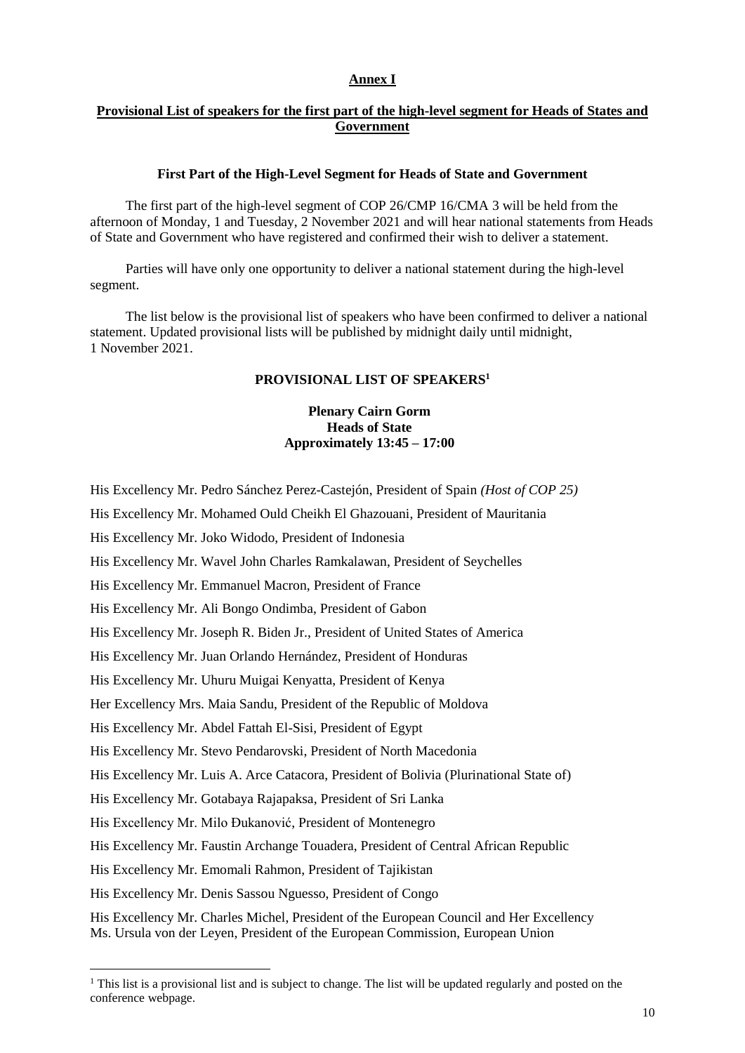**Annex I**

## Provisional List of speakers for the first part of the high-level segment for Heads of States and Government

### First Part of the High-Level Segment for Heads of State and Government

The first part of the high-level segment of COP 26/CMP 16/CMA 3 will be held from the afternoon of Monday, 1 and Tuesday, 2 November 2021 and will hear national statements from Heads of State and Government who have registered and confirmed their wish to deliver a statement.

Parties will have only one opportunity to deliver a national statement during the high-level segment.

The list below is the provisional list of speakers who have been confirmed to deliver a national statement. Updated provisional lists will be published by midnight daily until midnight, 1 November 2021.

### PROVISIONAL LIST OF SPEAKERS[1]

**Plenary Cairn Gorm**
**Heads of State**
**Approximately 13:45 – 17:00**

His Excellency Mr. Pedro Sánchez Perez-Castejón, President of Spain *(Host of COP 25)*

His Excellency Mr. Mohamed Ould Cheikh El Ghazouani, President of Mauritania

His Excellency Mr. Joko Widodo, President of Indonesia

His Excellency Mr. Wavel John Charles Ramkalawan, President of Seychelles

His Excellency Mr. Emmanuel Macron, President of France

His Excellency Mr. Ali Bongo Ondimba, President of Gabon

His Excellency Mr. Joseph R. Biden Jr., President of United States of America

His Excellency Mr. Juan Orlando Hernández, President of Honduras

His Excellency Mr. Uhuru Muigai Kenyatta, President of Kenya

Her Excellency Mrs. Maia Sandu, President of the Republic of Moldova

His Excellency Mr. Abdel Fattah El-Sisi, President of Egypt

His Excellency Mr. Stevo Pendarovski, President of North Macedonia

His Excellency Mr. Luis A. Arce Catacora, President of Bolivia (Plurinational State of)

His Excellency Mr. Gotabaya Rajapaksa, President of Sri Lanka

His Excellency Mr. Milo Đukanović, President of Montenegro

His Excellency Mr. Faustin Archange Touadera, President of Central African Republic

His Excellency Mr. Emomali Rahmon, President of Tajikistan

His Excellency Mr. Denis Sassou Nguesso, President of Congo

His Excellency Mr. Charles Michel, President of the European Council and Her Excellency Ms. Ursula von der Leyen, President of the European Commission, European Union

[1] This list is a provisional list and is subject to change. The list will be updated regularly and posted on the conference webpage.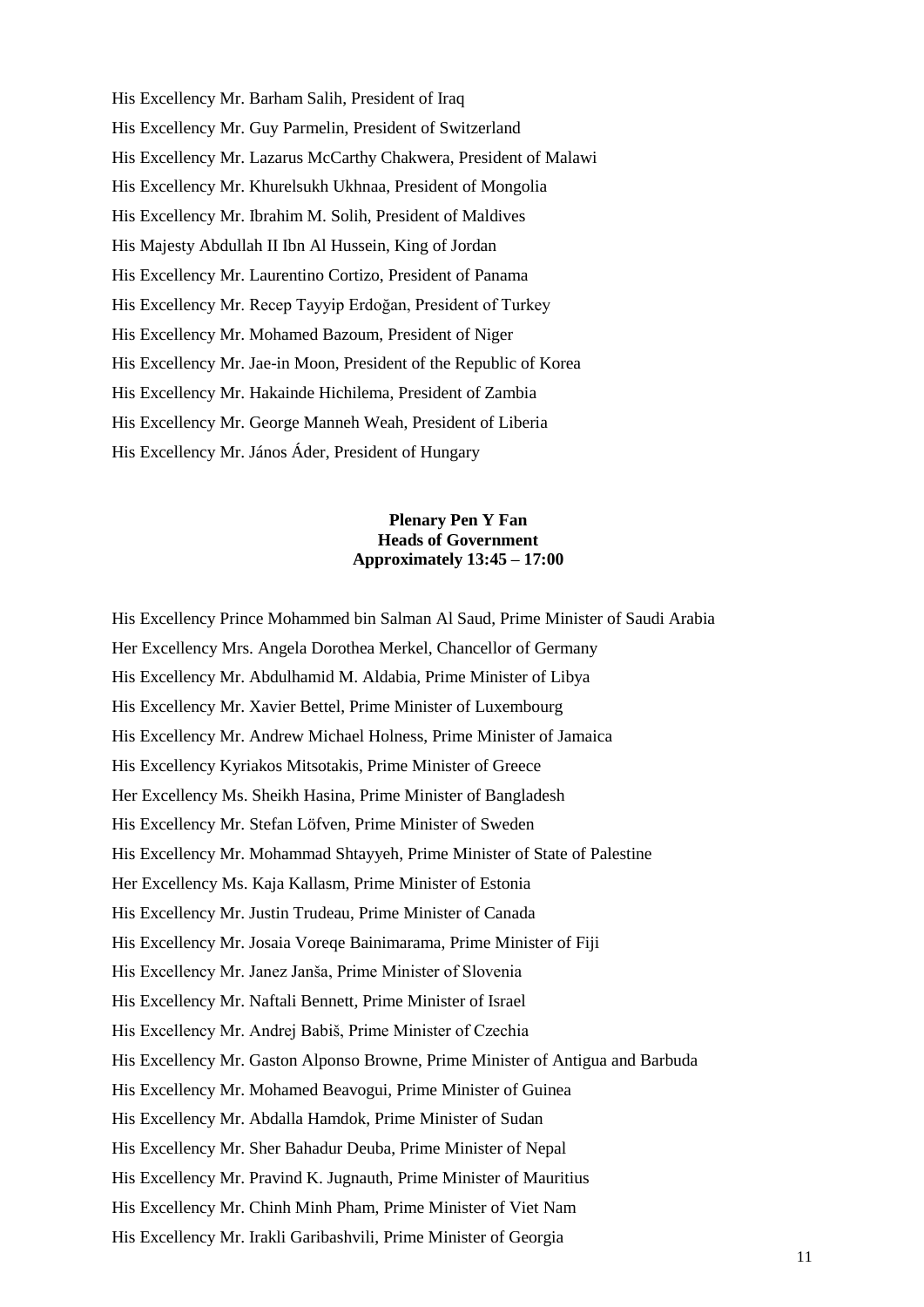His Excellency Mr. Barham Salih, President of Iraq

His Excellency Mr. Guy Parmelin, President of Switzerland

His Excellency Mr. Lazarus McCarthy Chakwera, President of Malawi

His Excellency Mr. Khurelsukh Ukhnaa, President of Mongolia

His Excellency Mr. Ibrahim M. Solih, President of Maldives

His Majesty Abdullah II Ibn Al Hussein, King of Jordan

His Excellency Mr. Laurentino Cortizo, President of Panama

His Excellency Mr. Recep Tayyip Erdoğan, President of Turkey

His Excellency Mr. Mohamed Bazoum, President of Niger

His Excellency Mr. Jae-in Moon, President of the Republic of Korea

His Excellency Mr. Hakainde Hichilema, President of Zambia

His Excellency Mr. George Manneh Weah, President of Liberia

His Excellency Mr. János Áder, President of Hungary

**Plenary Pen Y Fan**
**Heads of Government**
**Approximately 13:45 – 17:00**

His Excellency Prince Mohammed bin Salman Al Saud, Prime Minister of Saudi Arabia

Her Excellency Mrs. Angela Dorothea Merkel, Chancellor of Germany

His Excellency Mr. Abdulhamid M. Aldabia, Prime Minister of Libya

His Excellency Mr. Xavier Bettel, Prime Minister of Luxembourg

His Excellency Mr. Andrew Michael Holness, Prime Minister of Jamaica

His Excellency Kyriakos Mitsotakis, Prime Minister of Greece

Her Excellency Ms. Sheikh Hasina, Prime Minister of Bangladesh

His Excellency Mr. Stefan Löfven, Prime Minister of Sweden

His Excellency Mr. Mohammad Shtayyeh, Prime Minister of State of Palestine

Her Excellency Ms. Kaja Kallasm, Prime Minister of Estonia

His Excellency Mr. Justin Trudeau, Prime Minister of Canada

His Excellency Mr. Josaia Voreqe Bainimarama, Prime Minister of Fiji

His Excellency Mr. Janez Janša, Prime Minister of Slovenia

His Excellency Mr. Naftali Bennett, Prime Minister of Israel

His Excellency Mr. Andrej Babiš, Prime Minister of Czechia

His Excellency Mr. Gaston Alponso Browne, Prime Minister of Antigua and Barbuda

His Excellency Mr. Mohamed Beavogui, Prime Minister of Guinea

His Excellency Mr. Abdalla Hamdok, Prime Minister of Sudan

His Excellency Mr. Sher Bahadur Deuba, Prime Minister of Nepal

His Excellency Mr. Pravind K. Jugnauth, Prime Minister of Mauritius

His Excellency Mr. Chinh Minh Pham, Prime Minister of Viet Nam

His Excellency Mr. Irakli Garibashvili, Prime Minister of Georgia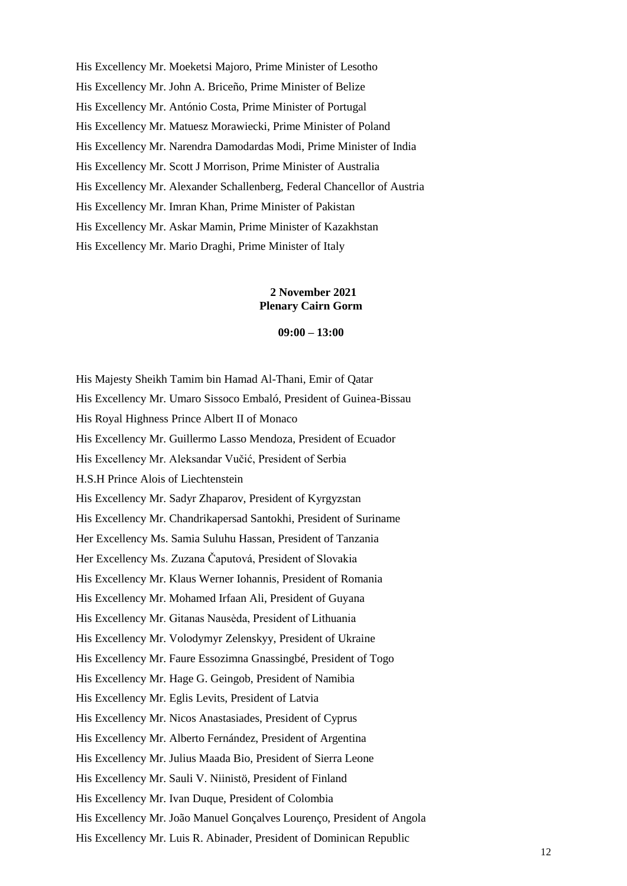His Excellency Mr. Moeketsi Majoro, Prime Minister of Lesotho

His Excellency Mr. John A. Briceño, Prime Minister of Belize

His Excellency Mr. António Costa, Prime Minister of Portugal

His Excellency Mr. Matuesz Morawiecki, Prime Minister of Poland

His Excellency Mr. Narendra Damodardas Modi, Prime Minister of India

His Excellency Mr. Scott J Morrison, Prime Minister of Australia

His Excellency Mr. Alexander Schallenberg, Federal Chancellor of Austria

His Excellency Mr. Imran Khan, Prime Minister of Pakistan

His Excellency Mr. Askar Mamin, Prime Minister of Kazakhstan

His Excellency Mr. Mario Draghi, Prime Minister of Italy

**2 November 2021**
**Plenary Cairn Gorm**

**09:00 – 13:00**

His Majesty Sheikh Tamim bin Hamad Al-Thani, Emir of Qatar

His Excellency Mr. Umaro Sissoco Embaló, President of Guinea-Bissau

His Royal Highness Prince Albert II of Monaco

His Excellency Mr. Guillermo Lasso Mendoza, President of Ecuador

His Excellency Mr. Aleksandar Vučić, President of Serbia

H.S.H Prince Alois of Liechtenstein

His Excellency Mr. Sadyr Zhaparov, President of Kyrgyzstan

His Excellency Mr. Chandrikapersad Santokhi, President of Suriname

Her Excellency Ms. Samia Suluhu Hassan, President of Tanzania

Her Excellency Ms. Zuzana Čaputová, President of Slovakia

His Excellency Mr. Klaus Werner Iohannis, President of Romania

His Excellency Mr. Mohamed Irfaan Ali, President of Guyana

His Excellency Mr. Gitanas Nausėda, President of Lithuania

His Excellency Mr. Volodymyr Zelenskyy, President of Ukraine

His Excellency Mr. Faure Essozimna Gnassingbé, President of Togo

His Excellency Mr. Hage G. Geingob, President of Namibia

His Excellency Mr. Eglis Levits, President of Latvia

His Excellency Mr. Nicos Anastasiades, President of Cyprus

His Excellency Mr. Alberto Fernández, President of Argentina

His Excellency Mr. Julius Maada Bio, President of Sierra Leone

His Excellency Mr. Sauli V. Niinistö, President of Finland

His Excellency Mr. Ivan Duque, President of Colombia

His Excellency Mr. João Manuel Gonçalves Lourenço, President of Angola

His Excellency Mr. Luis R. Abinader, President of Dominican Republic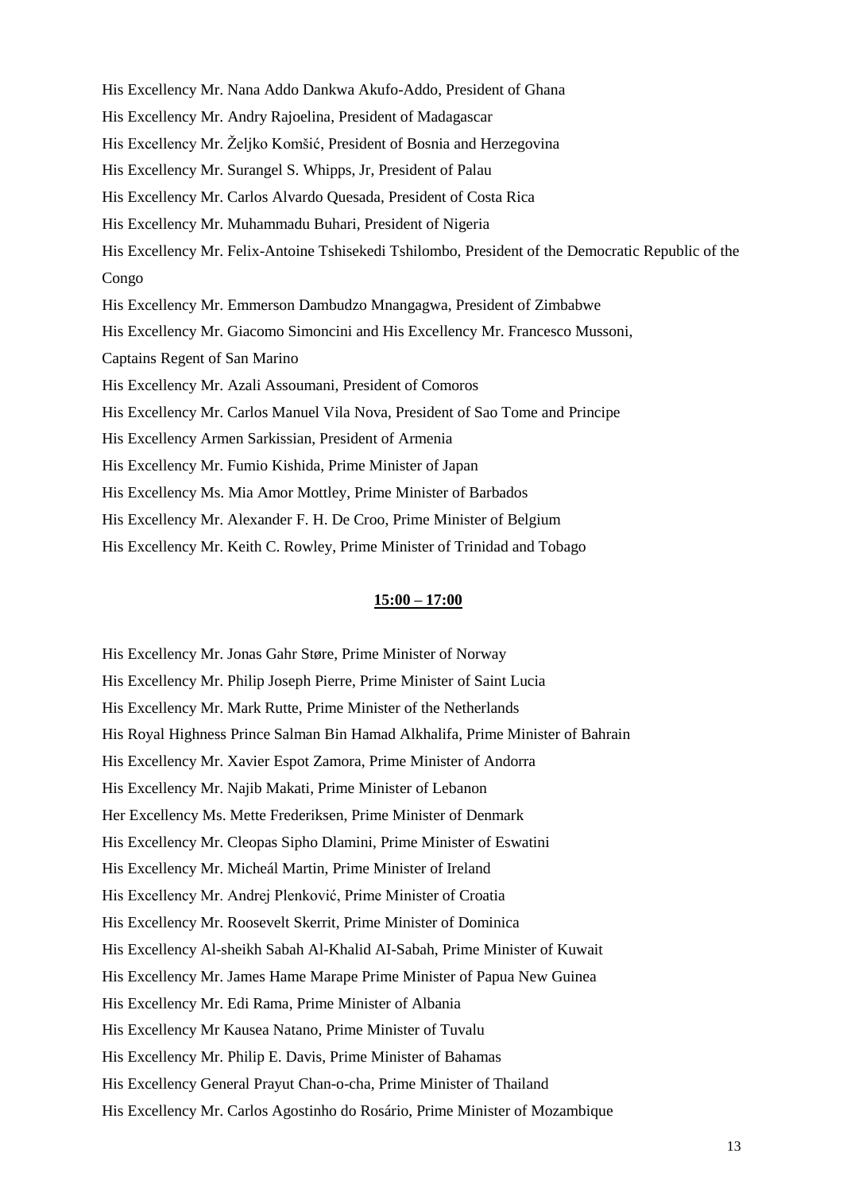His Excellency Mr. Nana Addo Dankwa Akufo-Addo, President of Ghana

His Excellency Mr. Andry Rajoelina, President of Madagascar

His Excellency Mr. Željko Komšić, President of Bosnia and Herzegovina

His Excellency Mr. Surangel S. Whipps, Jr, President of Palau

His Excellency Mr. Carlos Alvardo Quesada, President of Costa Rica

His Excellency Mr. Muhammadu Buhari, President of Nigeria

His Excellency Mr. Felix-Antoine Tshisekedi Tshilombo, President of the Democratic Republic of the Congo

His Excellency Mr. Emmerson Dambudzo Mnangagwa, President of Zimbabwe

His Excellency Mr. Giacomo Simoncini and His Excellency Mr. Francesco Mussoni,
Captains Regent of San Marino

His Excellency Mr. Azali Assoumani, President of Comoros

His Excellency Mr. Carlos Manuel Vila Nova, President of Sao Tome and Principe

His Excellency Armen Sarkissian, President of Armenia

His Excellency Mr. Fumio Kishida, Prime Minister of Japan

His Excellency Ms. Mia Amor Mottley, Prime Minister of Barbados

His Excellency Mr. Alexander F. H. De Croo, Prime Minister of Belgium

His Excellency Mr. Keith C. Rowley, Prime Minister of Trinidad and Tobago

**15:00 – 17:00**

His Excellency Mr. Jonas Gahr Støre, Prime Minister of Norway

His Excellency Mr. Philip Joseph Pierre, Prime Minister of Saint Lucia

His Excellency Mr. Mark Rutte, Prime Minister of the Netherlands

His Royal Highness Prince Salman Bin Hamad Alkhalifa, Prime Minister of Bahrain

His Excellency Mr. Xavier Espot Zamora, Prime Minister of Andorra

His Excellency Mr. Najib Makati, Prime Minister of Lebanon

Her Excellency Ms. Mette Frederiksen, Prime Minister of Denmark

His Excellency Mr. Cleopas Sipho Dlamini, Prime Minister of Eswatini

His Excellency Mr. Micheál Martin, Prime Minister of Ireland

His Excellency Mr. Andrej Plenković, Prime Minister of Croatia

His Excellency Mr. Roosevelt Skerrit, Prime Minister of Dominica

His Excellency Al-sheikh Sabah Al-Khalid AI-Sabah, Prime Minister of Kuwait

His Excellency Mr. James Hame Marape Prime Minister of Papua New Guinea

His Excellency Mr. Edi Rama, Prime Minister of Albania

His Excellency Mr Kausea Natano, Prime Minister of Tuvalu

His Excellency Mr. Philip E. Davis, Prime Minister of Bahamas

His Excellency General Prayut Chan-o-cha, Prime Minister of Thailand

His Excellency Mr. Carlos Agostinho do Rosário, Prime Minister of Mozambique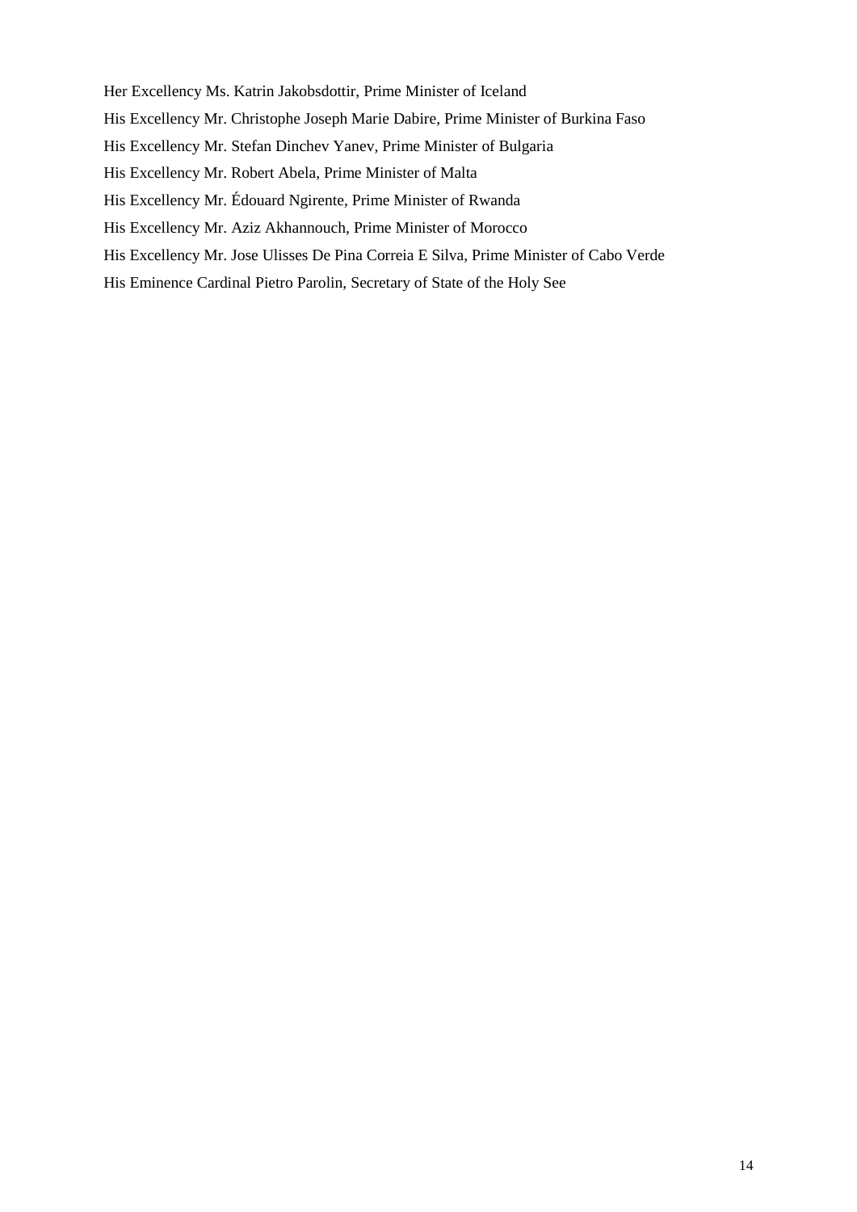Her Excellency Ms. Katrin Jakobsdottir, Prime Minister of Iceland

His Excellency Mr. Christophe Joseph Marie Dabire, Prime Minister of Burkina Faso

His Excellency Mr. Stefan Dinchev Yanev, Prime Minister of Bulgaria

His Excellency Mr. Robert Abela, Prime Minister of Malta

His Excellency Mr. Édouard Ngirente, Prime Minister of Rwanda

His Excellency Mr. Aziz Akhannouch, Prime Minister of Morocco

His Excellency Mr. Jose Ulisses De Pina Correia E Silva, Prime Minister of Cabo Verde

His Eminence Cardinal Pietro Parolin, Secretary of State of the Holy See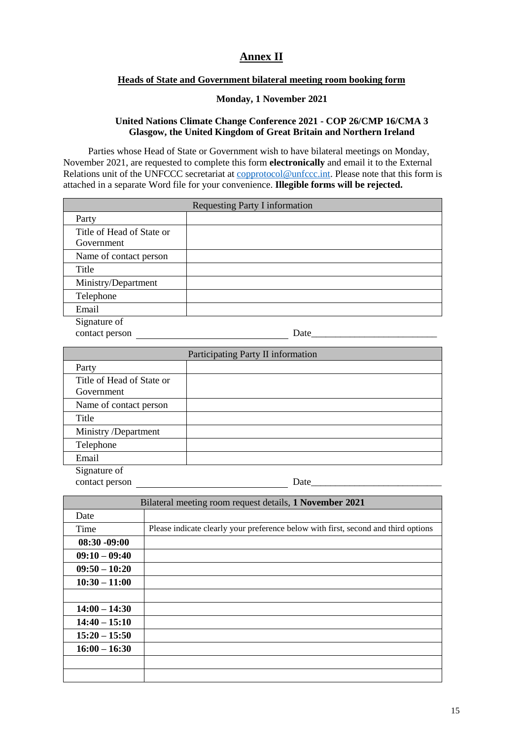# Annex II

## Heads of State and Government bilateral meeting room booking form

**Monday, 1 November 2021**

**United Nations Climate Change Conference 2021 - COP 26/CMP 16/CMA 3**
**Glasgow, the United Kingdom of Great Britain and Northern Ireland**

Parties whose Head of State or Government wish to have bilateral meetings on Monday, November 2021, are requested to complete this form **electronically** and email it to the External Relations unit of the UNFCCC secretariat at copprotocol@unfccc.int. Please note that this form is attached in a separate Word file for your convenience. **Illegible forms will be rejected.**

| Requesting Party I information | |
|---|---|
| Party | |
| Title of Head of State or Government | |
| Name of contact person | |
| Title | |
| Ministry/Department | |
| Telephone | |
| Email | |

Signature of contact person ______________________ Date__________________________

| Participating Party II information | |
|---|---|
| Party | |
| Title of Head of State or Government | |
| Name of contact person | |
| Title | |
| Ministry /Department | |
| Telephone | |
| Email | |

Signature of contact person ______________________ Date__________________________

| Bilateral meeting room request details, **1 November 2021** | |
|---|---|
| Date | |
| Time | Please indicate clearly your preference below with first, second and third options |
| **08:30 -09:00** | |
| **09:10 – 09:40** | |
| **09:50 – 10:20** | |
| **10:30 – 11:00** | |
| | |
| **14:00 – 14:30** | |
| **14:40 – 15:10** | |
| **15:20 – 15:50** | |
| **16:00 – 16:30** | |
| | |
| | |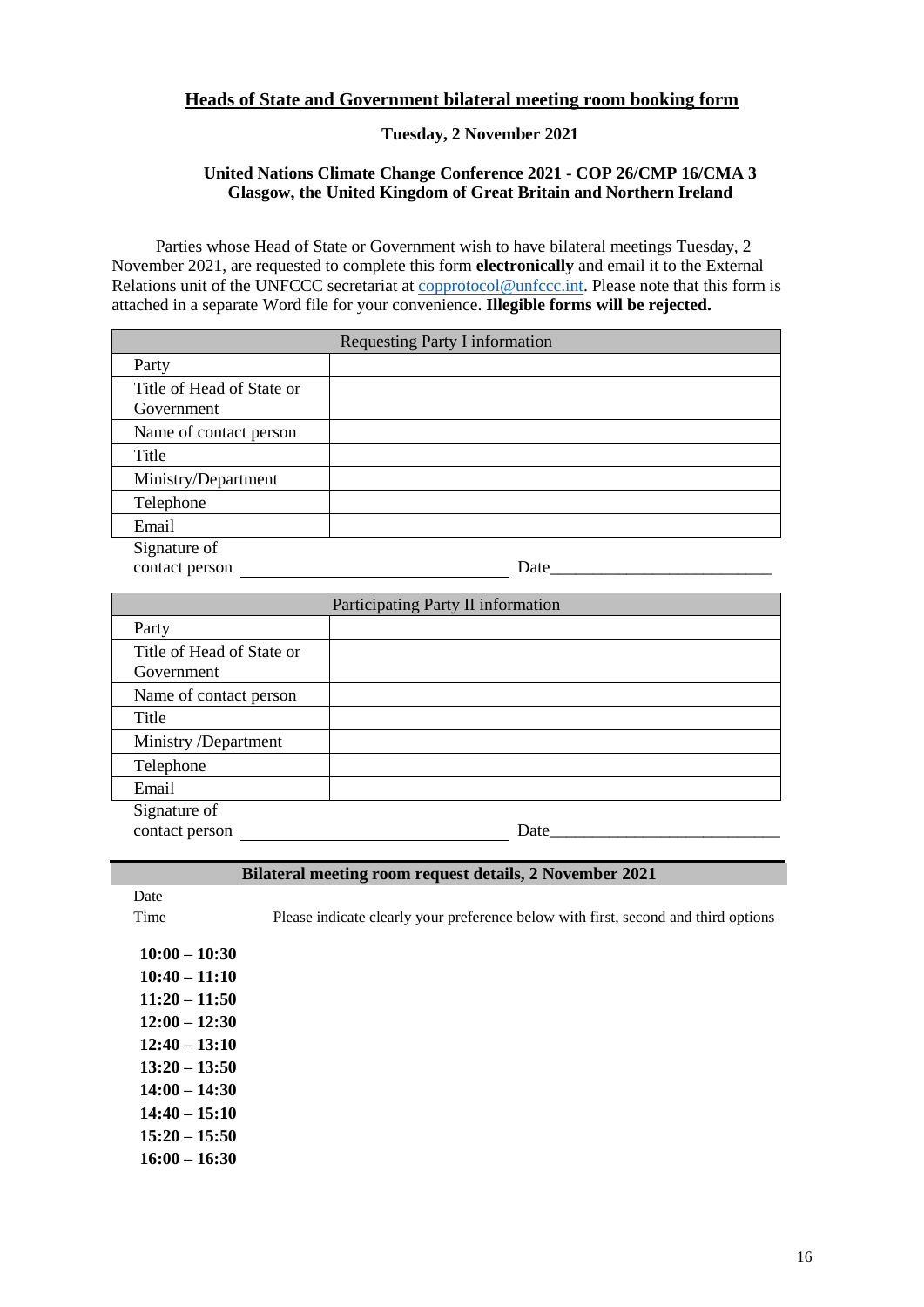## Heads of State and Government bilateral meeting room booking form

**Tuesday, 2 November 2021**

**United Nations Climate Change Conference 2021 - COP 26/CMP 16/CMA 3**
**Glasgow, the United Kingdom of Great Britain and Northern Ireland**

Parties whose Head of State or Government wish to have bilateral meetings Tuesday, 2 November 2021, are requested to complete this form **electronically** and email it to the External Relations unit of the UNFCCC secretariat at copprotocol@unfccc.int. Please note that this form is attached in a separate Word file for your convenience. **Illegible forms will be rejected.**

| Requesting Party I information | |
|---|---|
| Party | |
| Title of Head of State or Government | |
| Name of contact person | |
| Title | |
| Ministry/Department | |
| Telephone | |
| Email | |

Signature of contact person ______________________________ Date__________________________

| Participating Party II information | |
|---|---|
| Party | |
| Title of Head of State or Government | |
| Name of contact person | |
| Title | |
| Ministry /Department | |
| Telephone | |
| Email | |

Signature of contact person ______________________________ Date___________________________

**Bilateral meeting room request details, 2 November 2021**

Date

Time — Please indicate clearly your preference below with first, second and third options

**10:00 – 10:30**
**10:40 – 11:10**
**11:20 – 11:50**
**12:00 – 12:30**
**12:40 – 13:10**
**13:20 – 13:50**
**14:00 – 14:30**
**14:40 – 15:10**
**15:20 – 15:50**
**16:00 – 16:30**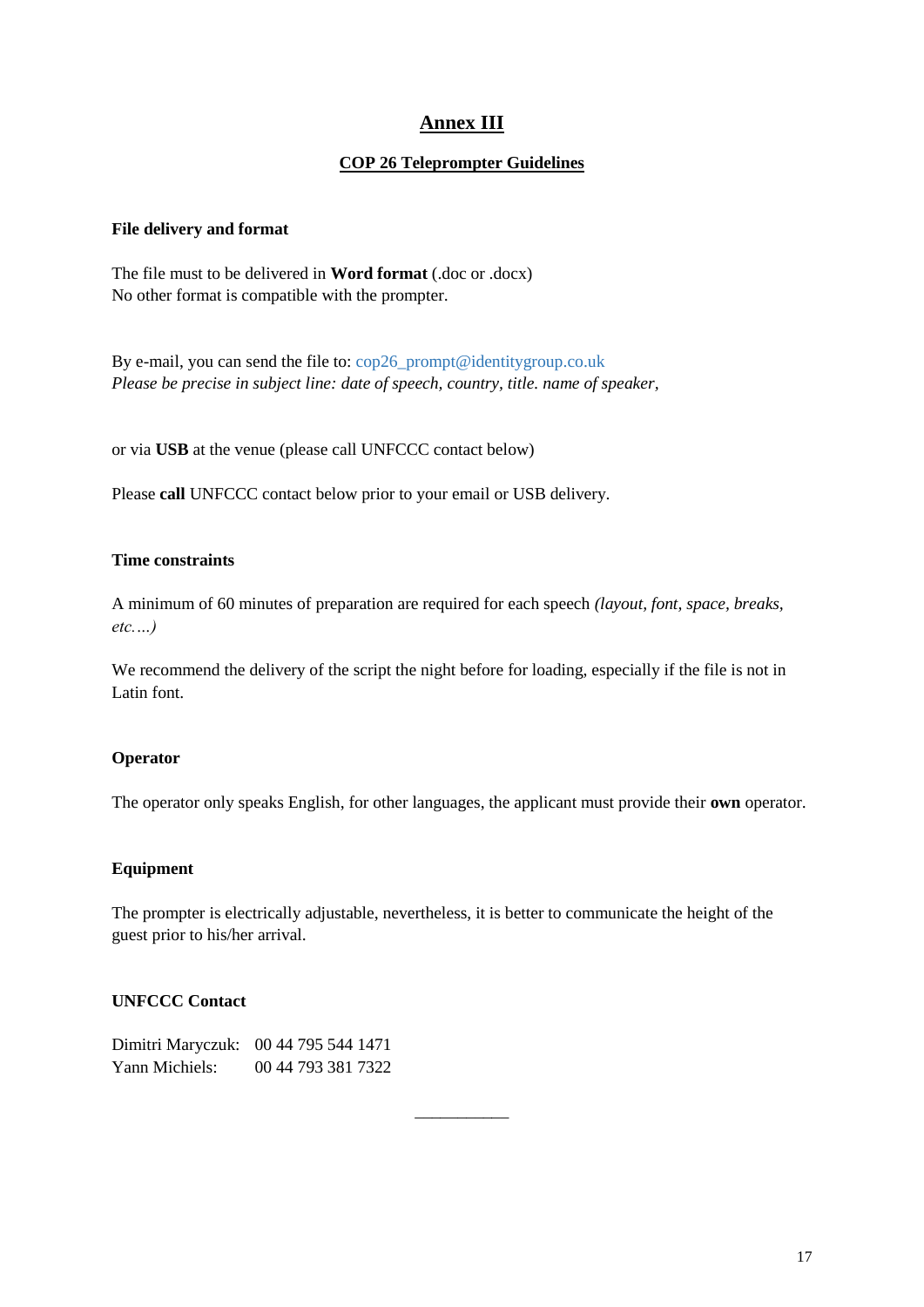# Annex III

## COP 26 Teleprompter Guidelines

**File delivery and format**

The file must to be delivered in **Word format** (.doc or .docx)
No other format is compatible with the prompter.

By e-mail, you can send the file to: cop26_prompt@identitygroup.co.uk
*Please be precise in subject line: date of speech, country, title. name of speaker,*

or via **USB** at the venue (please call UNFCCC contact below)

Please **call** UNFCCC contact below prior to your email or USB delivery.

**Time constraints**

A minimum of 60 minutes of preparation are required for each speech *(layout, font, space, breaks, etc.…)*

We recommend the delivery of the script the night before for loading, especially if the file is not in Latin font.

**Operator**

The operator only speaks English, for other languages, the applicant must provide their **own** operator.

**Equipment**

The prompter is electrically adjustable, nevertheless, it is better to communicate the height of the guest prior to his/her arrival.

**UNFCCC Contact**

| | |
|---|---|
| Dimitri Maryczuk: | 00 44 795 544 1471 |
| Yann Michiels: | 00 44 793 381 7322 |

__________